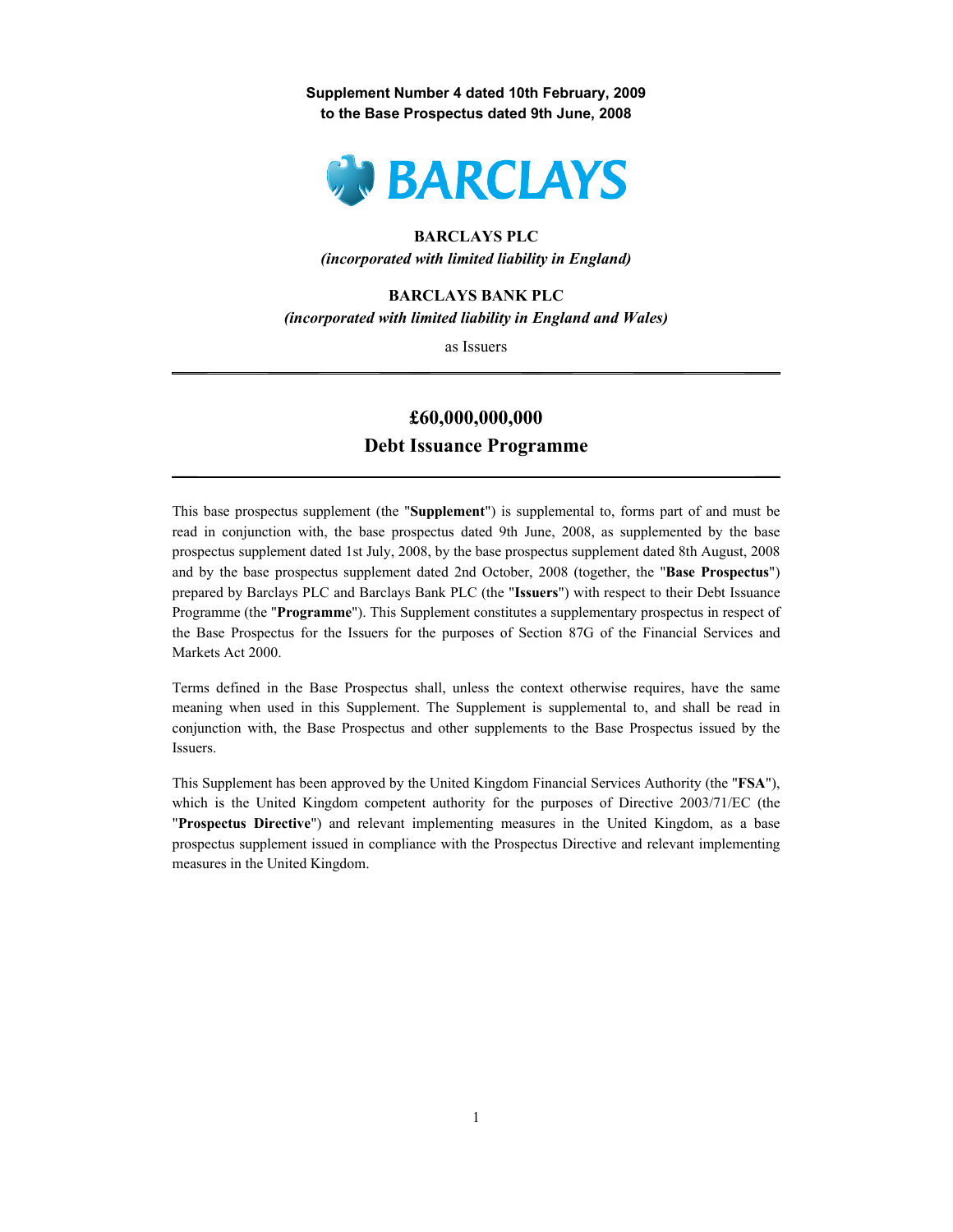**Supplement Number 4 dated 10th February, 2009**
**to the Base Prospectus dated 9th June, 2008**

BARCLAYS

**BARCLAYS PLC**
*(incorporated with limited liability in England)*

**BARCLAYS BANK PLC**
*(incorporated with limited liability in England and Wales)*

as Issuers

---

# £60,000,000,000
# Debt Issuance Programme

---

This base prospectus supplement (the "**Supplement**") is supplemental to, forms part of and must be read in conjunction with, the base prospectus dated 9th June, 2008, as supplemented by the base prospectus supplement dated 1st July, 2008, by the base prospectus supplement dated 8th August, 2008 and by the base prospectus supplement dated 2nd October, 2008 (together, the "**Base Prospectus**") prepared by Barclays PLC and Barclays Bank PLC (the "**Issuers**") with respect to their Debt Issuance Programme (the "**Programme**"). This Supplement constitutes a supplementary prospectus in respect of the Base Prospectus for the Issuers for the purposes of Section 87G of the Financial Services and Markets Act 2000.

Terms defined in the Base Prospectus shall, unless the context otherwise requires, have the same meaning when used in this Supplement. The Supplement is supplemental to, and shall be read in conjunction with, the Base Prospectus and other supplements to the Base Prospectus issued by the Issuers.

This Supplement has been approved by the United Kingdom Financial Services Authority (the "**FSA**"), which is the United Kingdom competent authority for the purposes of Directive 2003/71/EC (the "**Prospectus Directive**") and relevant implementing measures in the United Kingdom, as a base prospectus supplement issued in compliance with the Prospectus Directive and relevant implementing measures in the United Kingdom.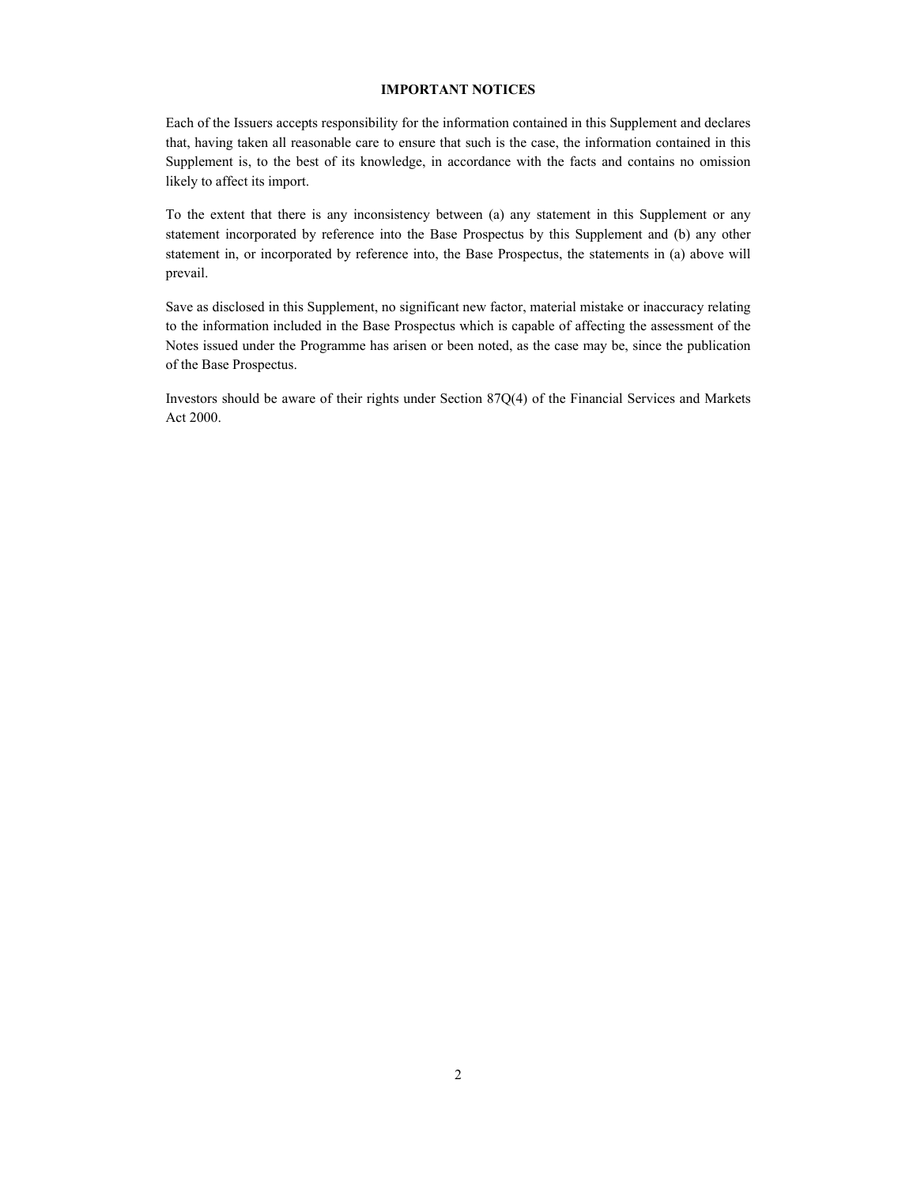## IMPORTANT NOTICES

Each of the Issuers accepts responsibility for the information contained in this Supplement and declares that, having taken all reasonable care to ensure that such is the case, the information contained in this Supplement is, to the best of its knowledge, in accordance with the facts and contains no omission likely to affect its import.

To the extent that there is any inconsistency between (a) any statement in this Supplement or any statement incorporated by reference into the Base Prospectus by this Supplement and (b) any other statement in, or incorporated by reference into, the Base Prospectus, the statements in (a) above will prevail.

Save as disclosed in this Supplement, no significant new factor, material mistake or inaccuracy relating to the information included in the Base Prospectus which is capable of affecting the assessment of the Notes issued under the Programme has arisen or been noted, as the case may be, since the publication of the Base Prospectus.

Investors should be aware of their rights under Section 87Q(4) of the Financial Services and Markets Act 2000.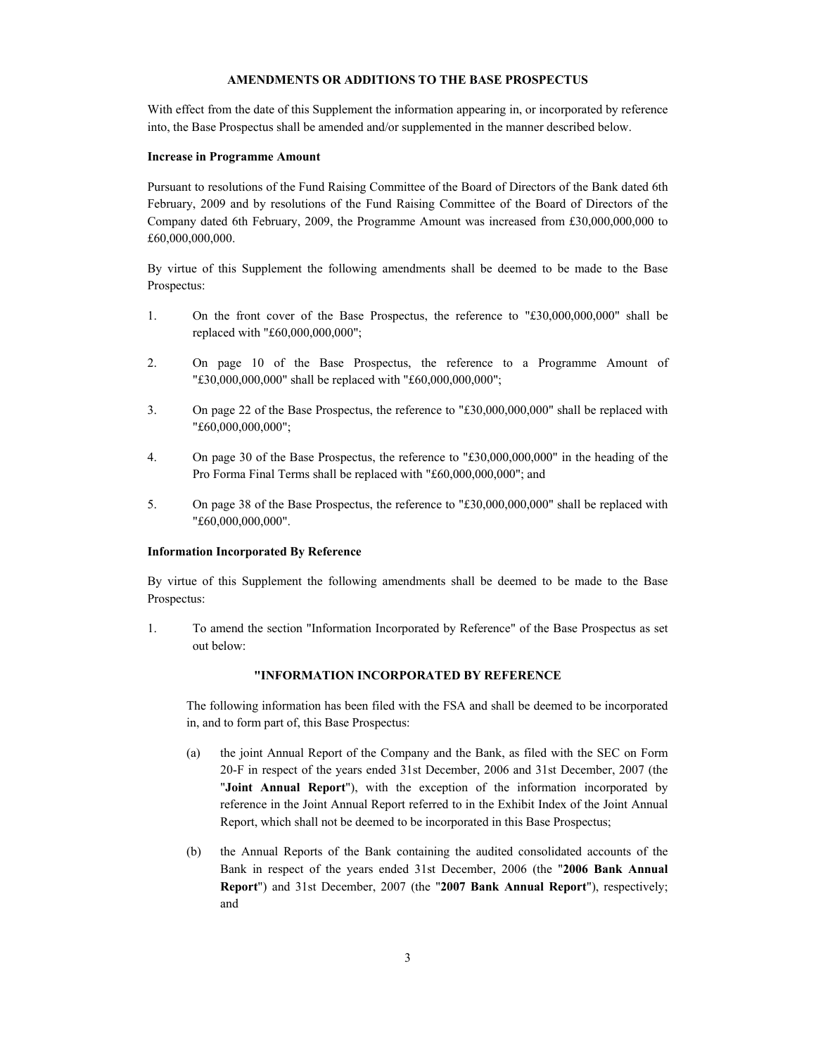**AMENDMENTS OR ADDITIONS TO THE BASE PROSPECTUS**

With effect from the date of this Supplement the information appearing in, or incorporated by reference into, the Base Prospectus shall be amended and/or supplemented in the manner described below.

**Increase in Programme Amount**

Pursuant to resolutions of the Fund Raising Committee of the Board of Directors of the Bank dated 6th February, 2009 and by resolutions of the Fund Raising Committee of the Board of Directors of the Company dated 6th February, 2009, the Programme Amount was increased from £30,000,000,000 to £60,000,000,000.

By virtue of this Supplement the following amendments shall be deemed to be made to the Base Prospectus:

1. On the front cover of the Base Prospectus, the reference to "£30,000,000,000" shall be replaced with "£60,000,000,000";

2. On page 10 of the Base Prospectus, the reference to a Programme Amount of "£30,000,000,000" shall be replaced with "£60,000,000,000";

3. On page 22 of the Base Prospectus, the reference to "£30,000,000,000" shall be replaced with "£60,000,000,000";

4. On page 30 of the Base Prospectus, the reference to "£30,000,000,000" in the heading of the Pro Forma Final Terms shall be replaced with "£60,000,000,000"; and

5. On page 38 of the Base Prospectus, the reference to "£30,000,000,000" shall be replaced with "£60,000,000,000".

**Information Incorporated By Reference**

By virtue of this Supplement the following amendments shall be deemed to be made to the Base Prospectus:

1. To amend the section "Information Incorporated by Reference" of the Base Prospectus as set out below:

**"INFORMATION INCORPORATED BY REFERENCE**

The following information has been filed with the FSA and shall be deemed to be incorporated in, and to form part of, this Base Prospectus:

(a) the joint Annual Report of the Company and the Bank, as filed with the SEC on Form 20-F in respect of the years ended 31st December, 2006 and 31st December, 2007 (the "**Joint Annual Report**"), with the exception of the information incorporated by reference in the Joint Annual Report referred to in the Exhibit Index of the Joint Annual Report, which shall not be deemed to be incorporated in this Base Prospectus;

(b) the Annual Reports of the Bank containing the audited consolidated accounts of the Bank in respect of the years ended 31st December, 2006 (the "**2006 Bank Annual Report**") and 31st December, 2007 (the "**2007 Bank Annual Report**"), respectively; and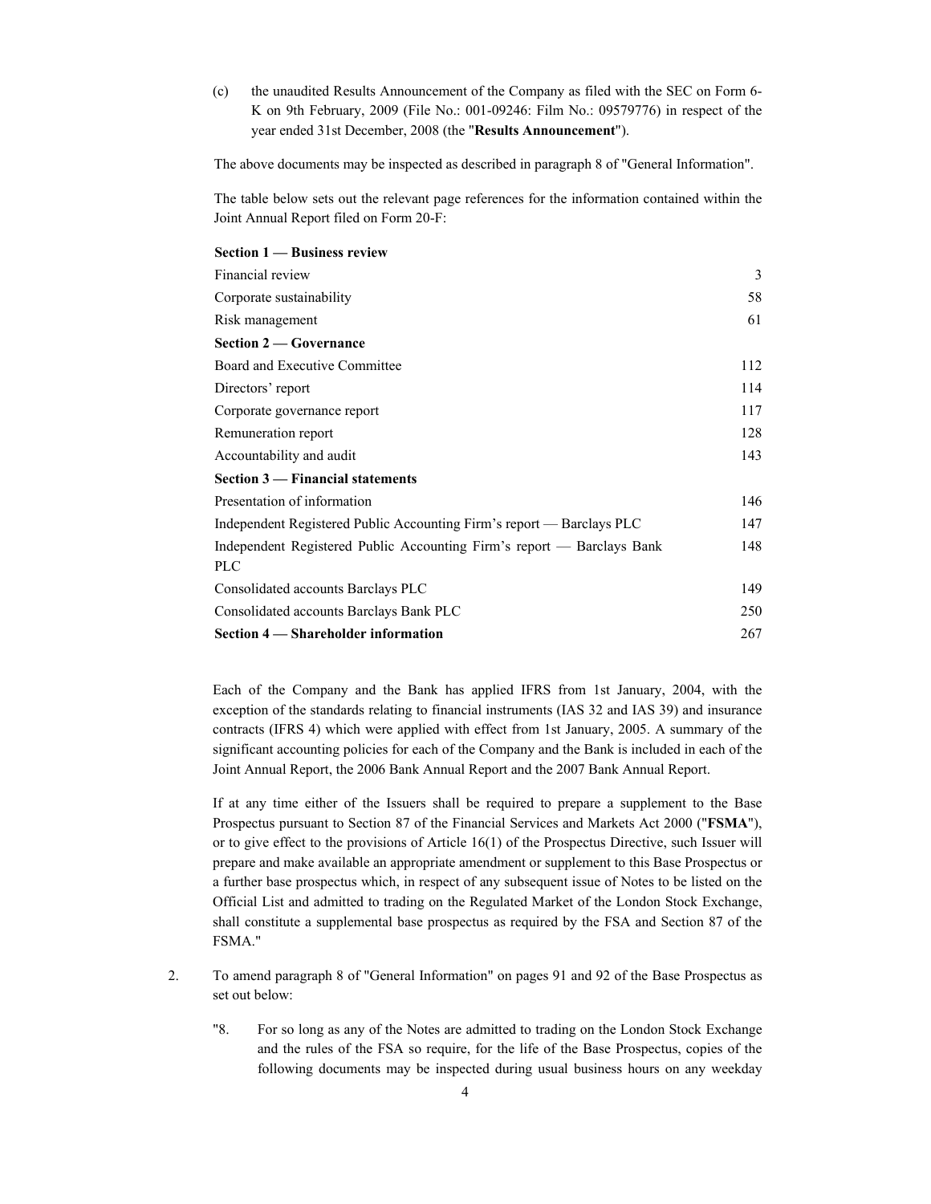(c) the unaudited Results Announcement of the Company as filed with the SEC on Form 6-K on 9th February, 2009 (File No.: 001-09246: Film No.: 09579776) in respect of the year ended 31st December, 2008 (the "**Results Announcement**").

The above documents may be inspected as described in paragraph 8 of "General Information".

The table below sets out the relevant page references for the information contained within the Joint Annual Report filed on Form 20-F:

| | |
|---|---|
| **Section 1 — Business review** | |
| Financial review | 3 |
| Corporate sustainability | 58 |
| Risk management | 61 |
| **Section 2 — Governance** | |
| Board and Executive Committee | 112 |
| Directors' report | 114 |
| Corporate governance report | 117 |
| Remuneration report | 128 |
| Accountability and audit | 143 |
| **Section 3 — Financial statements** | |
| Presentation of information | 146 |
| Independent Registered Public Accounting Firm's report — Barclays PLC | 147 |
| Independent Registered Public Accounting Firm's report — Barclays Bank PLC | 148 |
| Consolidated accounts Barclays PLC | 149 |
| Consolidated accounts Barclays Bank PLC | 250 |
| **Section 4 — Shareholder information** | 267 |

Each of the Company and the Bank has applied IFRS from 1st January, 2004, with the exception of the standards relating to financial instruments (IAS 32 and IAS 39) and insurance contracts (IFRS 4) which were applied with effect from 1st January, 2005. A summary of the significant accounting policies for each of the Company and the Bank is included in each of the Joint Annual Report, the 2006 Bank Annual Report and the 2007 Bank Annual Report.

If at any time either of the Issuers shall be required to prepare a supplement to the Base Prospectus pursuant to Section 87 of the Financial Services and Markets Act 2000 ("**FSMA**"), or to give effect to the provisions of Article 16(1) of the Prospectus Directive, such Issuer will prepare and make available an appropriate amendment or supplement to this Base Prospectus or a further base prospectus which, in respect of any subsequent issue of Notes to be listed on the Official List and admitted to trading on the Regulated Market of the London Stock Exchange, shall constitute a supplemental base prospectus as required by the FSA and Section 87 of the FSMA."

2. To amend paragraph 8 of "General Information" on pages 91 and 92 of the Base Prospectus as set out below:

"8. For so long as any of the Notes are admitted to trading on the London Stock Exchange and the rules of the FSA so require, for the life of the Base Prospectus, copies of the following documents may be inspected during usual business hours on any weekday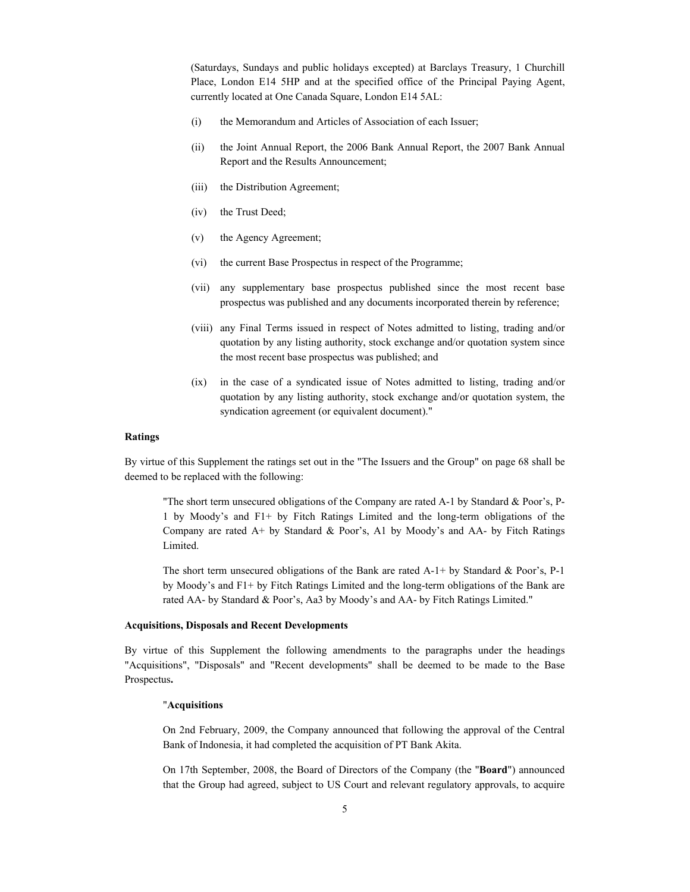(Saturdays, Sundays and public holidays excepted) at Barclays Treasury, 1 Churchill Place, London E14 5HP and at the specified office of the Principal Paying Agent, currently located at One Canada Square, London E14 5AL:

(i) the Memorandum and Articles of Association of each Issuer;

(ii) the Joint Annual Report, the 2006 Bank Annual Report, the 2007 Bank Annual Report and the Results Announcement;

(iii) the Distribution Agreement;

(iv) the Trust Deed;

(v) the Agency Agreement;

(vi) the current Base Prospectus in respect of the Programme;

(vii) any supplementary base prospectus published since the most recent base prospectus was published and any documents incorporated therein by reference;

(viii) any Final Terms issued in respect of Notes admitted to listing, trading and/or quotation by any listing authority, stock exchange and/or quotation system since the most recent base prospectus was published; and

(ix) in the case of a syndicated issue of Notes admitted to listing, trading and/or quotation by any listing authority, stock exchange and/or quotation system, the syndication agreement (or equivalent document)."

**Ratings**

By virtue of this Supplement the ratings set out in the "The Issuers and the Group" on page 68 shall be deemed to be replaced with the following:

"The short term unsecured obligations of the Company are rated A-1 by Standard & Poor's, P-1 by Moody's and F1+ by Fitch Ratings Limited and the long-term obligations of the Company are rated A+ by Standard & Poor's, A1 by Moody's and AA- by Fitch Ratings Limited.

The short term unsecured obligations of the Bank are rated A-1+ by Standard & Poor's, P-1 by Moody's and F1+ by Fitch Ratings Limited and the long-term obligations of the Bank are rated AA- by Standard & Poor's, Aa3 by Moody's and AA- by Fitch Ratings Limited."

**Acquisitions, Disposals and Recent Developments**

By virtue of this Supplement the following amendments to the paragraphs under the headings "Acquisitions", "Disposals" and "Recent developments" shall be deemed to be made to the Base Prospectus**.**

"**Acquisitions**

On 2nd February, 2009, the Company announced that following the approval of the Central Bank of Indonesia, it had completed the acquisition of PT Bank Akita.

On 17th September, 2008, the Board of Directors of the Company (the "**Board**") announced that the Group had agreed, subject to US Court and relevant regulatory approvals, to acquire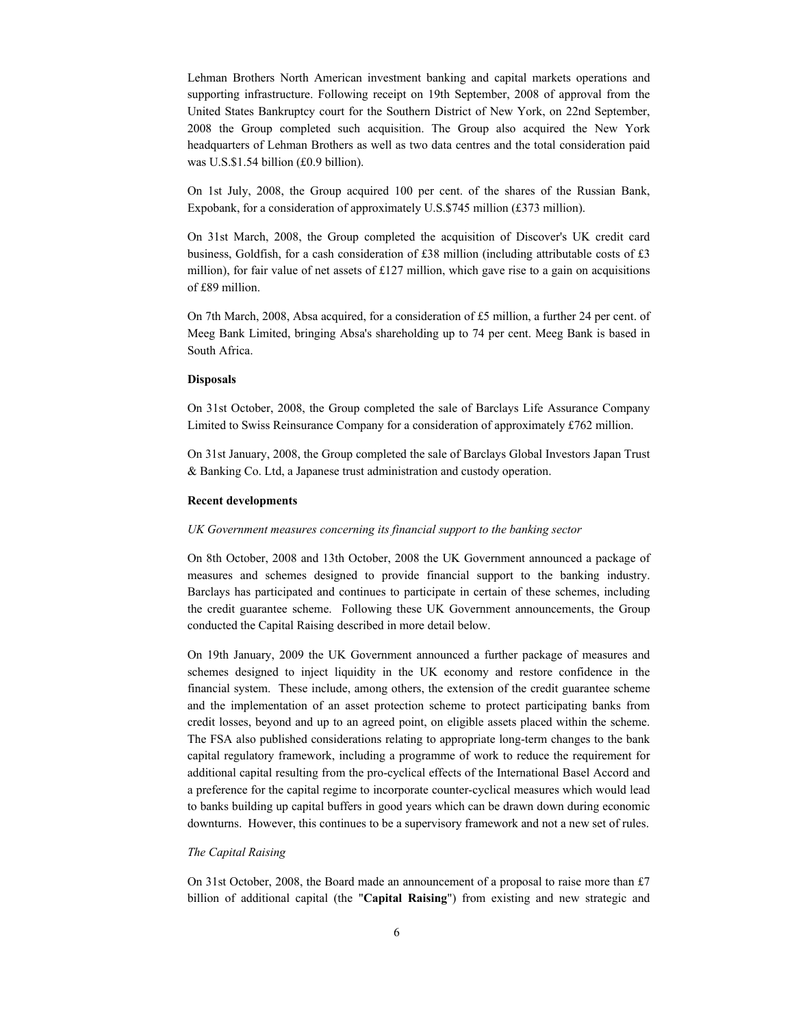Lehman Brothers North American investment banking and capital markets operations and supporting infrastructure. Following receipt on 19th September, 2008 of approval from the United States Bankruptcy court for the Southern District of New York, on 22nd September, 2008 the Group completed such acquisition. The Group also acquired the New York headquarters of Lehman Brothers as well as two data centres and the total consideration paid was U.S.$1.54 billion (£0.9 billion).

On 1st July, 2008, the Group acquired 100 per cent. of the shares of the Russian Bank, Expobank, for a consideration of approximately U.S.$745 million (£373 million).

On 31st March, 2008, the Group completed the acquisition of Discover's UK credit card business, Goldfish, for a cash consideration of £38 million (including attributable costs of £3 million), for fair value of net assets of £127 million, which gave rise to a gain on acquisitions of £89 million.

On 7th March, 2008, Absa acquired, for a consideration of £5 million, a further 24 per cent. of Meeg Bank Limited, bringing Absa's shareholding up to 74 per cent. Meeg Bank is based in South Africa.

**Disposals**

On 31st October, 2008, the Group completed the sale of Barclays Life Assurance Company Limited to Swiss Reinsurance Company for a consideration of approximately £762 million.

On 31st January, 2008, the Group completed the sale of Barclays Global Investors Japan Trust & Banking Co. Ltd, a Japanese trust administration and custody operation.

**Recent developments**

*UK Government measures concerning its financial support to the banking sector*

On 8th October, 2008 and 13th October, 2008 the UK Government announced a package of measures and schemes designed to provide financial support to the banking industry. Barclays has participated and continues to participate in certain of these schemes, including the credit guarantee scheme. Following these UK Government announcements, the Group conducted the Capital Raising described in more detail below.

On 19th January, 2009 the UK Government announced a further package of measures and schemes designed to inject liquidity in the UK economy and restore confidence in the financial system. These include, among others, the extension of the credit guarantee scheme and the implementation of an asset protection scheme to protect participating banks from credit losses, beyond and up to an agreed point, on eligible assets placed within the scheme. The FSA also published considerations relating to appropriate long-term changes to the bank capital regulatory framework, including a programme of work to reduce the requirement for additional capital resulting from the pro-cyclical effects of the International Basel Accord and a preference for the capital regime to incorporate counter-cyclical measures which would lead to banks building up capital buffers in good years which can be drawn down during economic downturns. However, this continues to be a supervisory framework and not a new set of rules.

*The Capital Raising*

On 31st October, 2008, the Board made an announcement of a proposal to raise more than £7 billion of additional capital (the "**Capital Raising**") from existing and new strategic and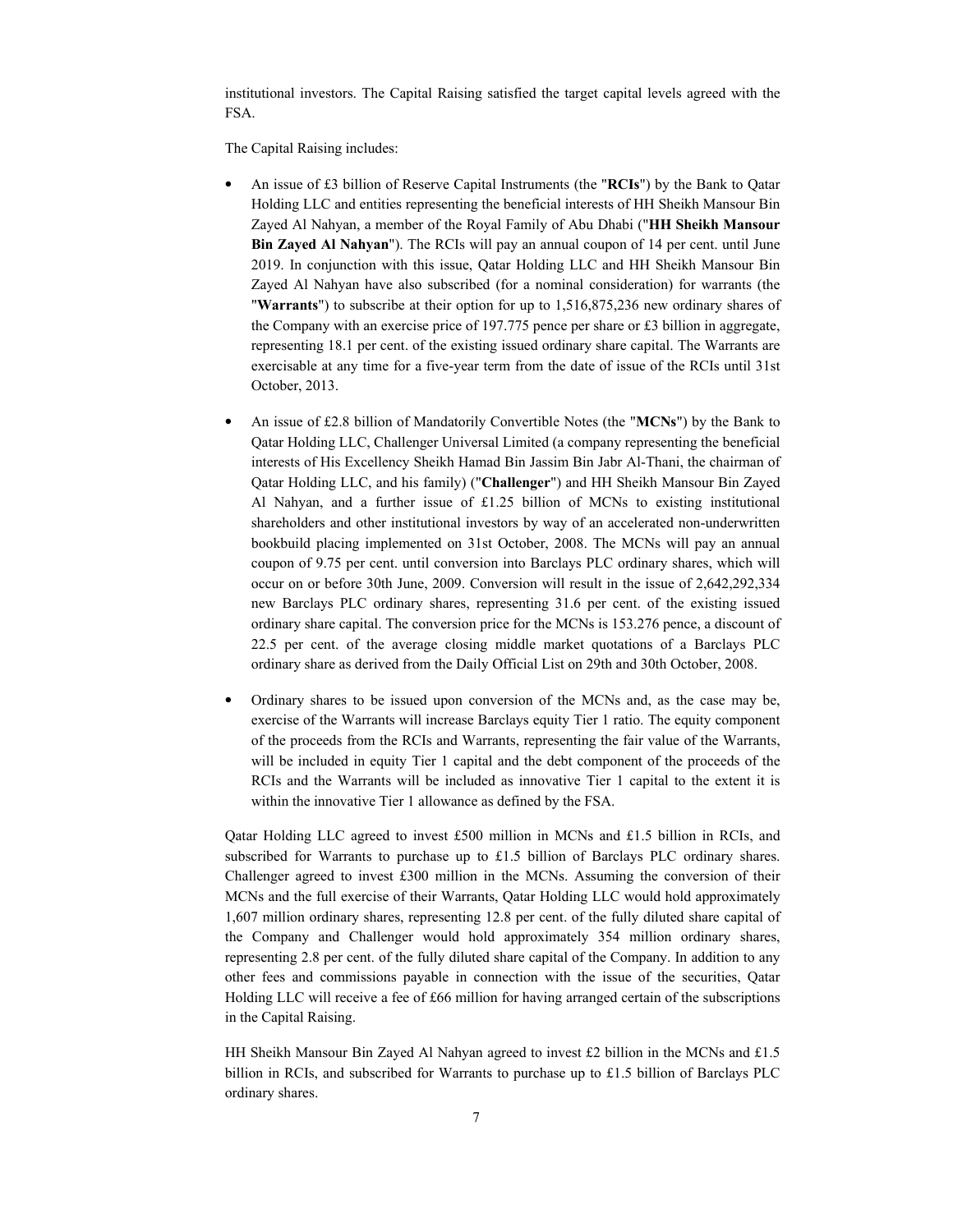institutional investors. The Capital Raising satisfied the target capital levels agreed with the FSA.

The Capital Raising includes:

- An issue of £3 billion of Reserve Capital Instruments (the "**RCIs**") by the Bank to Qatar Holding LLC and entities representing the beneficial interests of HH Sheikh Mansour Bin Zayed Al Nahyan, a member of the Royal Family of Abu Dhabi ("**HH Sheikh Mansour Bin Zayed Al Nahyan**"). The RCIs will pay an annual coupon of 14 per cent. until June 2019. In conjunction with this issue, Qatar Holding LLC and HH Sheikh Mansour Bin Zayed Al Nahyan have also subscribed (for a nominal consideration) for warrants (the "**Warrants**") to subscribe at their option for up to 1,516,875,236 new ordinary shares of the Company with an exercise price of 197.775 pence per share or £3 billion in aggregate, representing 18.1 per cent. of the existing issued ordinary share capital. The Warrants are exercisable at any time for a five-year term from the date of issue of the RCIs until 31st October, 2013.

- An issue of £2.8 billion of Mandatorily Convertible Notes (the "**MCNs**") by the Bank to Qatar Holding LLC, Challenger Universal Limited (a company representing the beneficial interests of His Excellency Sheikh Hamad Bin Jassim Bin Jabr Al-Thani, the chairman of Qatar Holding LLC, and his family) ("**Challenger**") and HH Sheikh Mansour Bin Zayed Al Nahyan, and a further issue of £1.25 billion of MCNs to existing institutional shareholders and other institutional investors by way of an accelerated non-underwritten bookbuild placing implemented on 31st October, 2008. The MCNs will pay an annual coupon of 9.75 per cent. until conversion into Barclays PLC ordinary shares, which will occur on or before 30th June, 2009. Conversion will result in the issue of 2,642,292,334 new Barclays PLC ordinary shares, representing 31.6 per cent. of the existing issued ordinary share capital. The conversion price for the MCNs is 153.276 pence, a discount of 22.5 per cent. of the average closing middle market quotations of a Barclays PLC ordinary share as derived from the Daily Official List on 29th and 30th October, 2008.

- Ordinary shares to be issued upon conversion of the MCNs and, as the case may be, exercise of the Warrants will increase Barclays equity Tier 1 ratio. The equity component of the proceeds from the RCIs and Warrants, representing the fair value of the Warrants, will be included in equity Tier 1 capital and the debt component of the proceeds of the RCIs and the Warrants will be included as innovative Tier 1 capital to the extent it is within the innovative Tier 1 allowance as defined by the FSA.

Qatar Holding LLC agreed to invest £500 million in MCNs and £1.5 billion in RCIs, and subscribed for Warrants to purchase up to £1.5 billion of Barclays PLC ordinary shares. Challenger agreed to invest £300 million in the MCNs. Assuming the conversion of their MCNs and the full exercise of their Warrants, Qatar Holding LLC would hold approximately 1,607 million ordinary shares, representing 12.8 per cent. of the fully diluted share capital of the Company and Challenger would hold approximately 354 million ordinary shares, representing 2.8 per cent. of the fully diluted share capital of the Company. In addition to any other fees and commissions payable in connection with the issue of the securities, Qatar Holding LLC will receive a fee of £66 million for having arranged certain of the subscriptions in the Capital Raising.

HH Sheikh Mansour Bin Zayed Al Nahyan agreed to invest £2 billion in the MCNs and £1.5 billion in RCIs, and subscribed for Warrants to purchase up to £1.5 billion of Barclays PLC ordinary shares.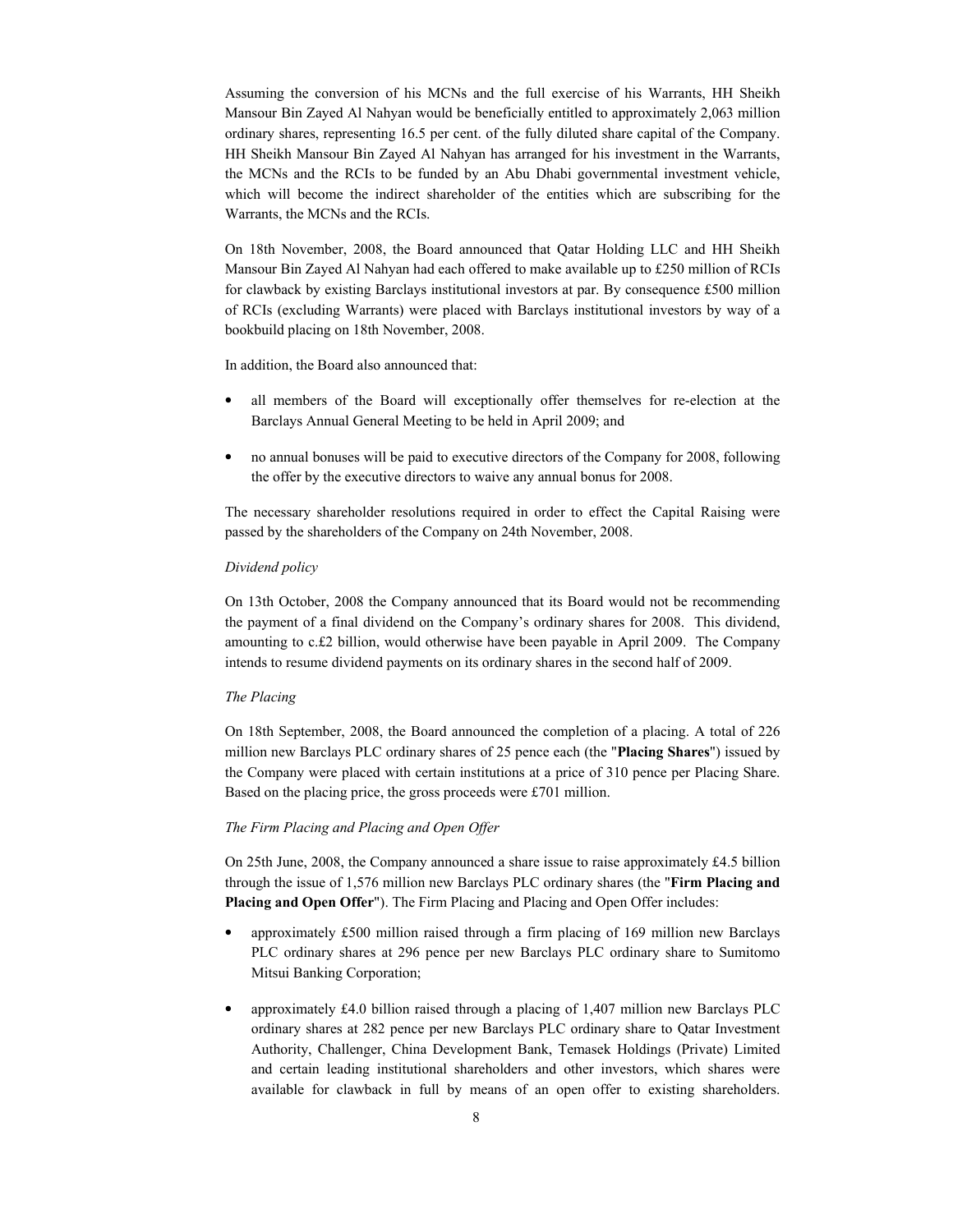Assuming the conversion of his MCNs and the full exercise of his Warrants, HH Sheikh Mansour Bin Zayed Al Nahyan would be beneficially entitled to approximately 2,063 million ordinary shares, representing 16.5 per cent. of the fully diluted share capital of the Company. HH Sheikh Mansour Bin Zayed Al Nahyan has arranged for his investment in the Warrants, the MCNs and the RCIs to be funded by an Abu Dhabi governmental investment vehicle, which will become the indirect shareholder of the entities which are subscribing for the Warrants, the MCNs and the RCIs.

On 18th November, 2008, the Board announced that Qatar Holding LLC and HH Sheikh Mansour Bin Zayed Al Nahyan had each offered to make available up to £250 million of RCIs for clawback by existing Barclays institutional investors at par. By consequence £500 million of RCIs (excluding Warrants) were placed with Barclays institutional investors by way of a bookbuild placing on 18th November, 2008.

In addition, the Board also announced that:

- all members of the Board will exceptionally offer themselves for re-election at the Barclays Annual General Meeting to be held in April 2009; and
- no annual bonuses will be paid to executive directors of the Company for 2008, following the offer by the executive directors to waive any annual bonus for 2008.

The necessary shareholder resolutions required in order to effect the Capital Raising were passed by the shareholders of the Company on 24th November, 2008.

*Dividend policy*

On 13th October, 2008 the Company announced that its Board would not be recommending the payment of a final dividend on the Company's ordinary shares for 2008. This dividend, amounting to c.£2 billion, would otherwise have been payable in April 2009. The Company intends to resume dividend payments on its ordinary shares in the second half of 2009.

*The Placing*

On 18th September, 2008, the Board announced the completion of a placing. A total of 226 million new Barclays PLC ordinary shares of 25 pence each (the "**Placing Shares**") issued by the Company were placed with certain institutions at a price of 310 pence per Placing Share. Based on the placing price, the gross proceeds were £701 million.

*The Firm Placing and Placing and Open Offer*

On 25th June, 2008, the Company announced a share issue to raise approximately £4.5 billion through the issue of 1,576 million new Barclays PLC ordinary shares (the "**Firm Placing and Placing and Open Offer**"). The Firm Placing and Placing and Open Offer includes:

- approximately £500 million raised through a firm placing of 169 million new Barclays PLC ordinary shares at 296 pence per new Barclays PLC ordinary share to Sumitomo Mitsui Banking Corporation;
- approximately £4.0 billion raised through a placing of 1,407 million new Barclays PLC ordinary shares at 282 pence per new Barclays PLC ordinary share to Qatar Investment Authority, Challenger, China Development Bank, Temasek Holdings (Private) Limited and certain leading institutional shareholders and other investors, which shares were available for clawback in full by means of an open offer to existing shareholders.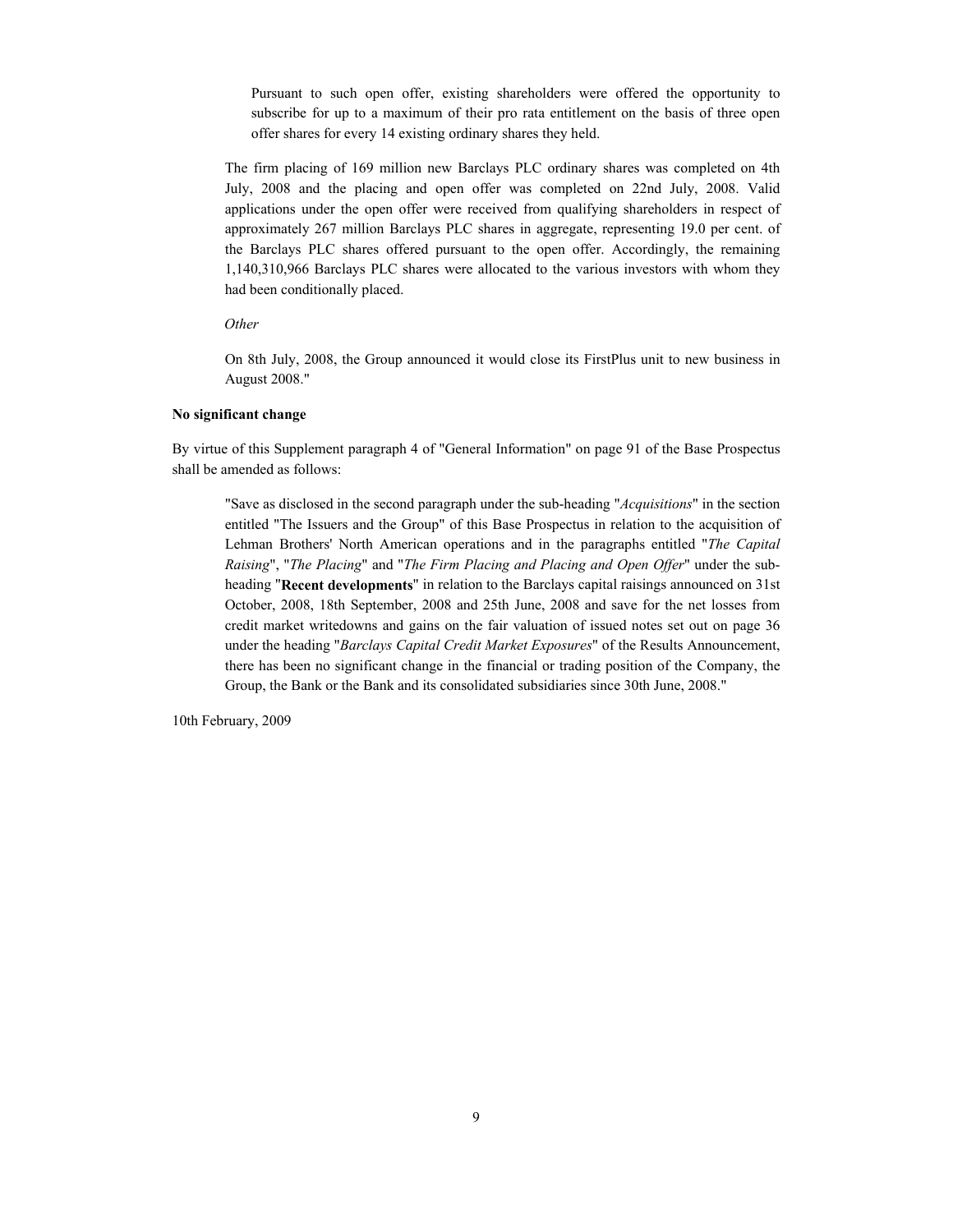Pursuant to such open offer, existing shareholders were offered the opportunity to subscribe for up to a maximum of their pro rata entitlement on the basis of three open offer shares for every 14 existing ordinary shares they held.

The firm placing of 169 million new Barclays PLC ordinary shares was completed on 4th July, 2008 and the placing and open offer was completed on 22nd July, 2008. Valid applications under the open offer were received from qualifying shareholders in respect of approximately 267 million Barclays PLC shares in aggregate, representing 19.0 per cent. of the Barclays PLC shares offered pursuant to the open offer. Accordingly, the remaining 1,140,310,966 Barclays PLC shares were allocated to the various investors with whom they had been conditionally placed.

*Other*

On 8th July, 2008, the Group announced it would close its FirstPlus unit to new business in August 2008."

**No significant change**

By virtue of this Supplement paragraph 4 of "General Information" on page 91 of the Base Prospectus shall be amended as follows:

"Save as disclosed in the second paragraph under the sub-heading "*Acquisitions*" in the section entitled "The Issuers and the Group" of this Base Prospectus in relation to the acquisition of Lehman Brothers' North American operations and in the paragraphs entitled "*The Capital Raising*", "*The Placing*" and "*The Firm Placing and Placing and Open Offer*" under the sub-heading "**Recent developments**" in relation to the Barclays capital raisings announced on 31st October, 2008, 18th September, 2008 and 25th June, 2008 and save for the net losses from credit market writedowns and gains on the fair valuation of issued notes set out on page 36 under the heading "*Barclays Capital Credit Market Exposures*" of the Results Announcement, there has been no significant change in the financial or trading position of the Company, the Group, the Bank or the Bank and its consolidated subsidiaries since 30th June, 2008."

10th February, 2009